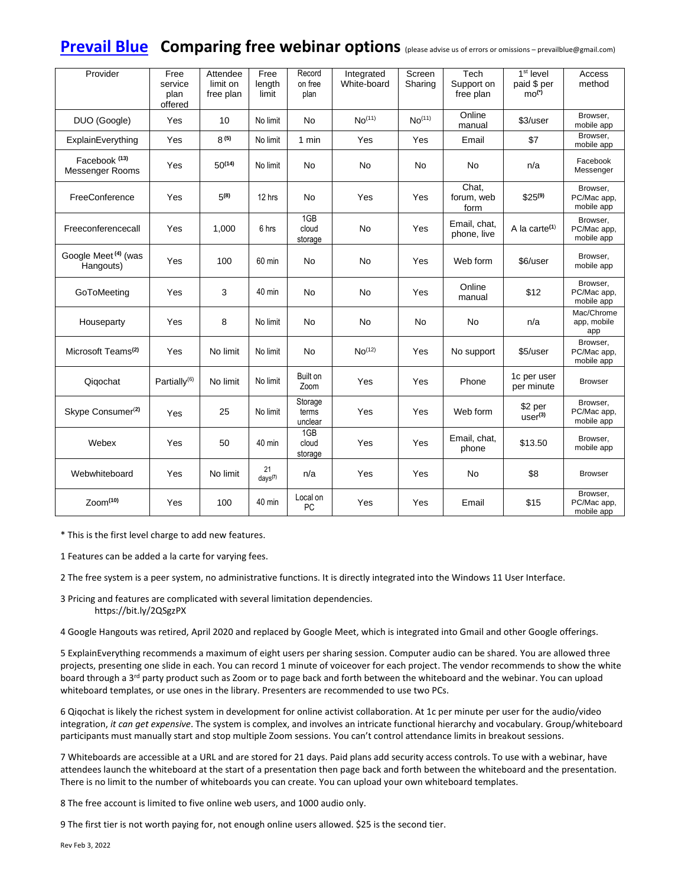# Prevail Blue Comparing free webinar options

(please advise us of errors or omissions – prevailblue@gmail.com)

| Provider | Free service plan offered | Attendee limit on free plan | Free length limit | Record on free plan | Integrated White-board | Screen Sharing | Tech Support on free plan | 1st level paid $ per mo(*) | Access method |
|---|---|---|---|---|---|---|---|---|---|
| DUO (Google) | Yes | 10 | No limit | No | No(11) | No(11) | Online manual | $3/user | Browser, mobile app |
| ExplainEverything | Yes | 8 (5) | No limit | 1 min | Yes | Yes | Email | $7 | Browser, mobile app |
| Facebook (13) Messenger Rooms | Yes | 50(14) | No limit | No | No | No | No | n/a | Facebook Messenger |
| FreeConference | Yes | 5(8) | 12 hrs | No | Yes | Yes | Chat, forum, web form | $25(9) | Browser, PC/Mac app, mobile app |
| Freeconferencecall | Yes | 1,000 | 6 hrs | 1GB cloud storage | No | Yes | Email, chat, phone, live | A la carte(1) | Browser, PC/Mac app, mobile app |
| Google Meet (4) (was Hangouts) | Yes | 100 | 60 min | No | No | Yes | Web form | $6/user | Browser, mobile app |
| GoToMeeting | Yes | 3 | 40 min | No | No | Yes | Online manual | $12 | Browser, PC/Mac app, mobile app |
| Houseparty | Yes | 8 | No limit | No | No | No | No | n/a | Mac/Chrome app, mobile app |
| Microsoft Teams(2) | Yes | No limit | No limit | No | No(12) | Yes | No support | $5/user | Browser, PC/Mac app, mobile app |
| Qiqochat | Partially(6) | No limit | No limit | Built on Zoom | Yes | Yes | Phone | 1c per user per minute | Browser |
| Skype Consumer(2) | Yes | 25 | No limit | Storage terms unclear | Yes | Yes | Web form | $2 per user(3) | Browser, PC/Mac app, mobile app |
| Webex | Yes | 50 | 40 min | 1GB cloud storage | Yes | Yes | Email, chat, phone | $13.50 | Browser, mobile app |
| Webwhiteboard | Yes | No limit | 21 days(7) | n/a | Yes | Yes | No | $8 | Browser |
| Zoom(10) | Yes | 100 | 40 min | Local on PC | Yes | Yes | Email | $15 | Browser, PC/Mac app, mobile app |

\* This is the first level charge to add new features.

1 Features can be added a la carte for varying fees.

2 The free system is a peer system, no administrative functions. It is directly integrated into the Windows 11 User Interface.

3 Pricing and features are complicated with several limitation dependencies.
https://bit.ly/2QSgzPX

4 Google Hangouts was retired, April 2020 and replaced by Google Meet, which is integrated into Gmail and other Google offerings.

5 ExplainEverything recommends a maximum of eight users per sharing session. Computer audio can be shared. You are allowed three projects, presenting one slide in each. You can record 1 minute of voiceover for each project. The vendor recommends to show the white board through a 3rd party product such as Zoom or to page back and forth between the whiteboard and the webinar. You can upload whiteboard templates, or use ones in the library. Presenters are recommended to use two PCs.

6 Qiqochat is likely the richest system in development for online activist collaboration. At 1c per minute per user for the audio/video integration, *it can get expensive*. The system is complex, and involves an intricate functional hierarchy and vocabulary. Group/whiteboard participants must manually start and stop multiple Zoom sessions. You can't control attendance limits in breakout sessions.

7 Whiteboards are accessible at a URL and are stored for 21 days. Paid plans add security access controls. To use with a webinar, have attendees launch the whiteboard at the start of a presentation then page back and forth between the whiteboard and the presentation. There is no limit to the number of whiteboards you can create. You can upload your own whiteboard templates.

8 The free account is limited to five online web users, and 1000 audio only.

9 The first tier is not worth paying for, not enough online users allowed. $25 is the second tier.

Rev Feb 3, 2022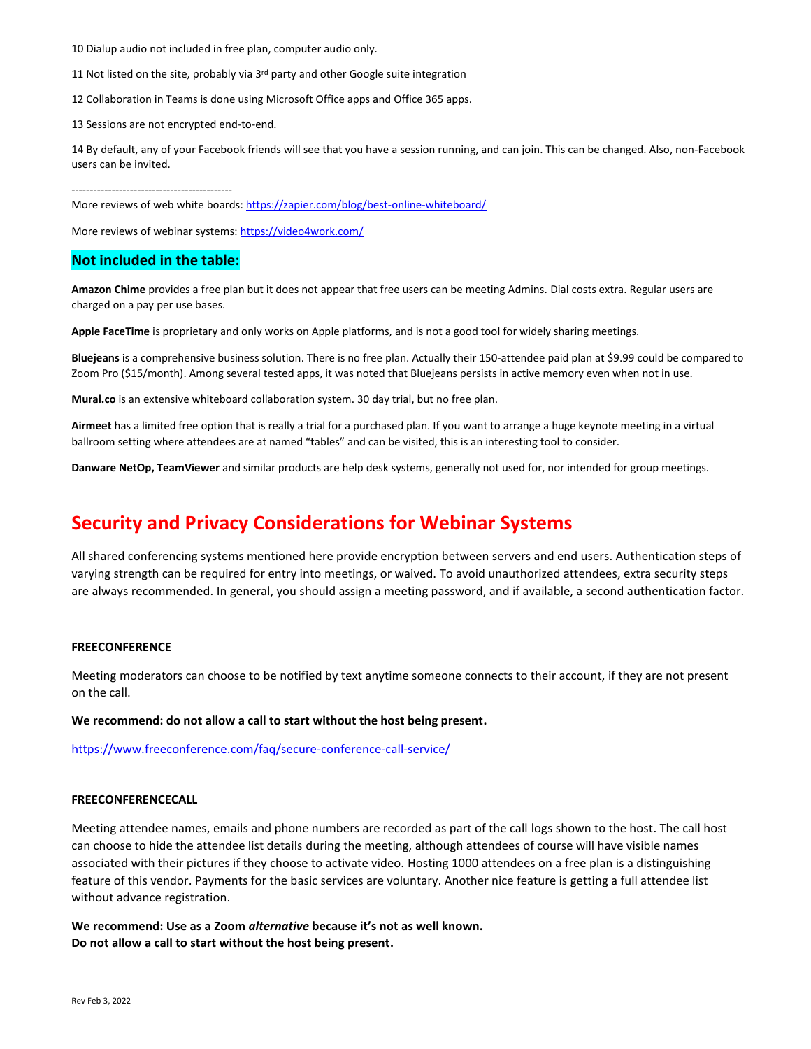10 Dialup audio not included in free plan, computer audio only.

11 Not listed on the site, probably via 3rd party and other Google suite integration

12 Collaboration in Teams is done using Microsoft Office apps and Office 365 apps.

13 Sessions are not encrypted end-to-end.

14 By default, any of your Facebook friends will see that you have a session running, and can join. This can be changed. Also, non-Facebook users can be invited.

--------------------------------------------

More reviews of web white boards: https://zapier.com/blog/best-online-whiteboard/

More reviews of webinar systems: https://video4work.com/

### Not included in the table:

**Amazon Chime** provides a free plan but it does not appear that free users can be meeting Admins. Dial costs extra. Regular users are charged on a pay per use bases.

**Apple FaceTime** is proprietary and only works on Apple platforms, and is not a good tool for widely sharing meetings.

**Bluejeans** is a comprehensive business solution. There is no free plan. Actually their 150-attendee paid plan at $9.99 could be compared to Zoom Pro ($15/month). Among several tested apps, it was noted that Bluejeans persists in active memory even when not in use.

**Mural.co** is an extensive whiteboard collaboration system. 30 day trial, but no free plan.

**Airmeet** has a limited free option that is really a trial for a purchased plan. If you want to arrange a huge keynote meeting in a virtual ballroom setting where attendees are at named "tables" and can be visited, this is an interesting tool to consider.

**Danware NetOp, TeamViewer** and similar products are help desk systems, generally not used for, nor intended for group meetings.

## Security and Privacy Considerations for Webinar Systems

All shared conferencing systems mentioned here provide encryption between servers and end users. Authentication steps of varying strength can be required for entry into meetings, or waived. To avoid unauthorized attendees, extra security steps are always recommended. In general, you should assign a meeting password, and if available, a second authentication factor.

**FREECONFERENCE**

Meeting moderators can choose to be notified by text anytime someone connects to their account, if they are not present on the call.

**We recommend: do not allow a call to start without the host being present.**

https://www.freeconference.com/faq/secure-conference-call-service/

**FREECONFERENCECALL**

Meeting attendee names, emails and phone numbers are recorded as part of the call logs shown to the host. The call host can choose to hide the attendee list details during the meeting, although attendees of course will have visible names associated with their pictures if they choose to activate video. Hosting 1000 attendees on a free plan is a distinguishing feature of this vendor. Payments for the basic services are voluntary. Another nice feature is getting a full attendee list without advance registration.

**We recommend: Use as a Zoom *alternative* because it's not as well known.**
**Do not allow a call to start without the host being present.**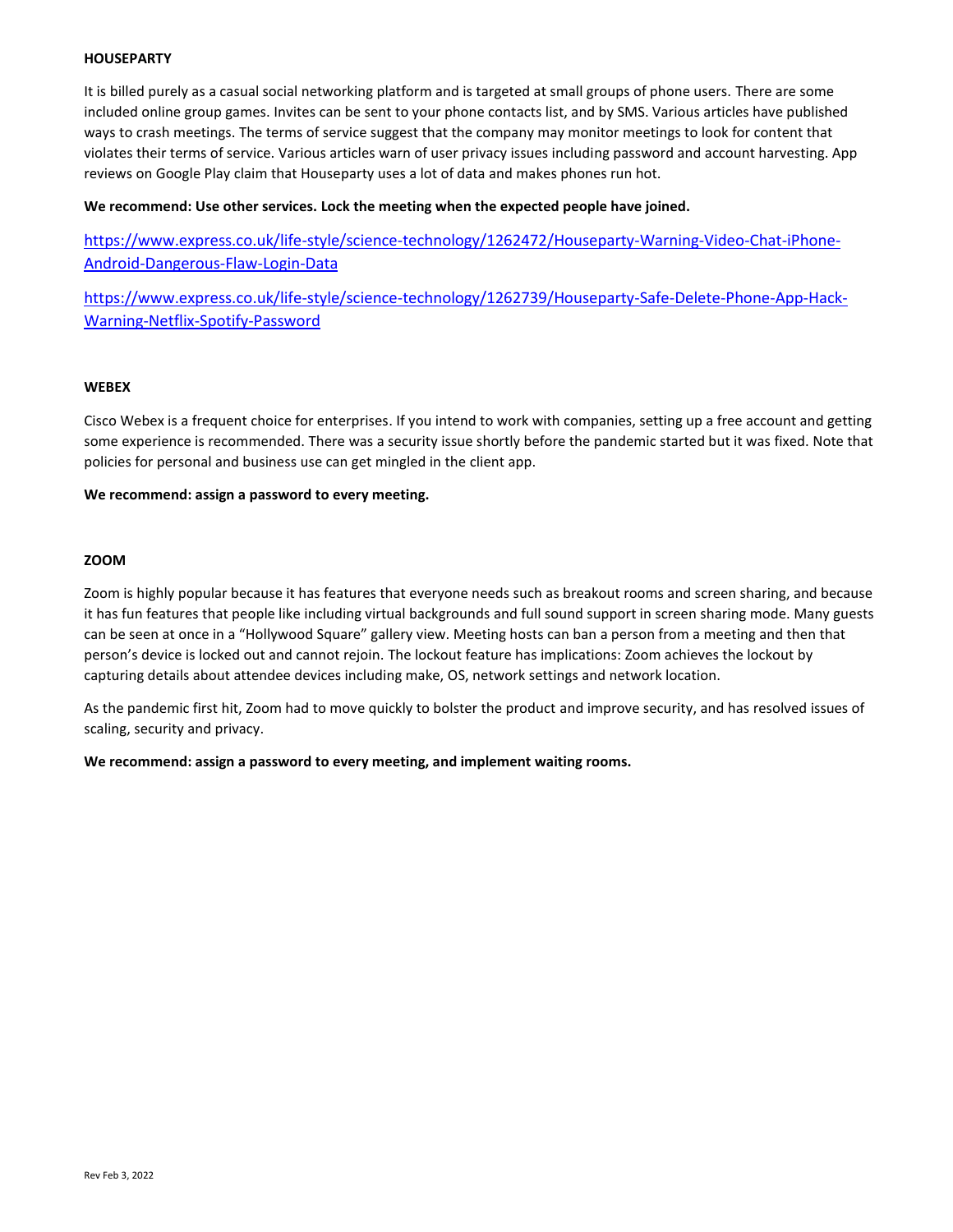**HOUSEPARTY**

It is billed purely as a casual social networking platform and is targeted at small groups of phone users. There are some included online group games. Invites can be sent to your phone contacts list, and by SMS. Various articles have published ways to crash meetings. The terms of service suggest that the company may monitor meetings to look for content that violates their terms of service. Various articles warn of user privacy issues including password and account harvesting. App reviews on Google Play claim that Houseparty uses a lot of data and makes phones run hot.

**We recommend: Use other services. Lock the meeting when the expected people have joined.**

https://www.express.co.uk/life-style/science-technology/1262472/Houseparty-Warning-Video-Chat-iPhone-Android-Dangerous-Flaw-Login-Data

https://www.express.co.uk/life-style/science-technology/1262739/Houseparty-Safe-Delete-Phone-App-Hack-Warning-Netflix-Spotify-Password

**WEBEX**

Cisco Webex is a frequent choice for enterprises. If you intend to work with companies, setting up a free account and getting some experience is recommended. There was a security issue shortly before the pandemic started but it was fixed. Note that policies for personal and business use can get mingled in the client app.

**We recommend: assign a password to every meeting.**

**ZOOM**

Zoom is highly popular because it has features that everyone needs such as breakout rooms and screen sharing, and because it has fun features that people like including virtual backgrounds and full sound support in screen sharing mode. Many guests can be seen at once in a "Hollywood Square" gallery view. Meeting hosts can ban a person from a meeting and then that person's device is locked out and cannot rejoin. The lockout feature has implications: Zoom achieves the lockout by capturing details about attendee devices including make, OS, network settings and network location.

As the pandemic first hit, Zoom had to move quickly to bolster the product and improve security, and has resolved issues of scaling, security and privacy.

**We recommend: assign a password to every meeting, and implement waiting rooms.**

Rev Feb 3, 2022